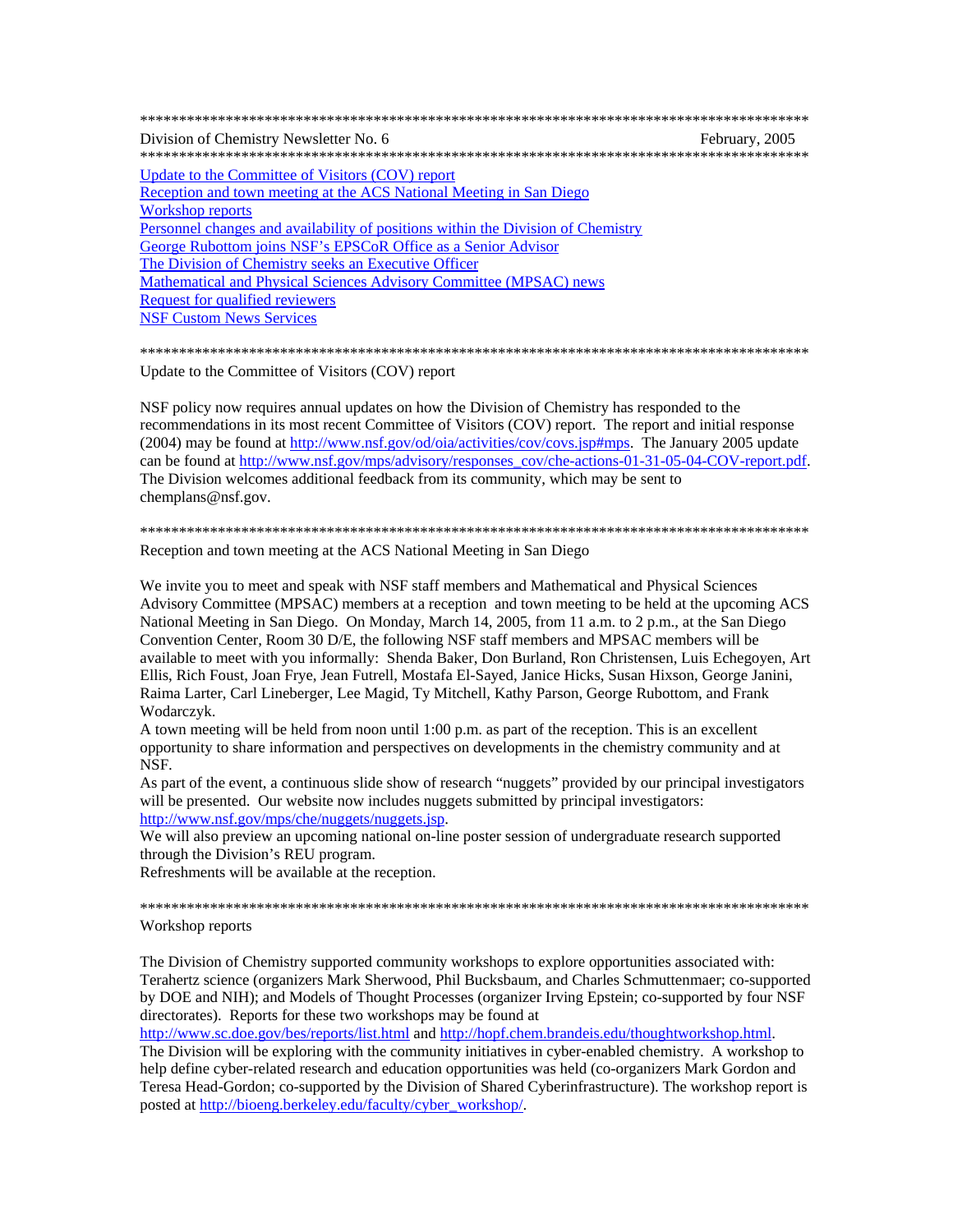***

Division of Chemistry Newsletter No. 6 February, 2005

***

[Update to the Committee of Visitors (COV) report](#)
[Reception and town meeting at the ACS National Meeting in San Diego](#)
[Workshop reports](#)
[Personnel changes and availability of positions within the Division of Chemistry](#)
[George Rubottom joins NSF's EPSCoR Office as a Senior Advisor](#)
[The Division of Chemistry seeks an Executive Officer](#)
[Mathematical and Physical Sciences Advisory Committee (MPSAC) news](#)
[Request for qualified reviewers](#)
[NSF Custom News Services](#)

***

## Update to the Committee of Visitors (COV) report

NSF policy now requires annual updates on how the Division of Chemistry has responded to the recommendations in its most recent Committee of Visitors (COV) report. The report and initial response (2004) may be found at http://www.nsf.gov/od/oia/activities/cov/covs.jsp#mps. The January 2005 update can be found at http://www.nsf.gov/mps/advisory/responses_cov/che-actions-01-31-05-04-COV-report.pdf. The Division welcomes additional feedback from its community, which may be sent to chemplans@nsf.gov.

***

## Reception and town meeting at the ACS National Meeting in San Diego

We invite you to meet and speak with NSF staff members and Mathematical and Physical Sciences Advisory Committee (MPSAC) members at a reception and town meeting to be held at the upcoming ACS National Meeting in San Diego. On Monday, March 14, 2005, from 11 a.m. to 2 p.m., at the San Diego Convention Center, Room 30 D/E, the following NSF staff members and MPSAC members will be available to meet with you informally: Shenda Baker, Don Burland, Ron Christensen, Luis Echegoyen, Art Ellis, Rich Foust, Joan Frye, Jean Futrell, Mostafa El-Sayed, Janice Hicks, Susan Hixson, George Janini, Raima Larter, Carl Lineberger, Lee Magid, Ty Mitchell, Kathy Parson, George Rubottom, and Frank Wodarczyk.

A town meeting will be held from noon until 1:00 p.m. as part of the reception. This is an excellent opportunity to share information and perspectives on developments in the chemistry community and at NSF.

As part of the event, a continuous slide show of research "nuggets" provided by our principal investigators will be presented. Our website now includes nuggets submitted by principal investigators: http://www.nsf.gov/mps/che/nuggets/nuggets.jsp.

We will also preview an upcoming national on-line poster session of undergraduate research supported through the Division's REU program.

Refreshments will be available at the reception.

***

## Workshop reports

The Division of Chemistry supported community workshops to explore opportunities associated with: Terahertz science (organizers Mark Sherwood, Phil Bucksbaum, and Charles Schmuttenmaer; co-supported by DOE and NIH); and Models of Thought Processes (organizer Irving Epstein; co-supported by four NSF directorates). Reports for these two workshops may be found at http://www.sc.doe.gov/bes/reports/list.html and http://hopf.chem.brandeis.edu/thoughtworkshop.html.

The Division will be exploring with the community initiatives in cyber-enabled chemistry. A workshop to help define cyber-related research and education opportunities was held (co-organizers Mark Gordon and Teresa Head-Gordon; co-supported by the Division of Shared Cyberinfrastructure). The workshop report is posted at http://bioeng.berkeley.edu/faculty/cyber_workshop/.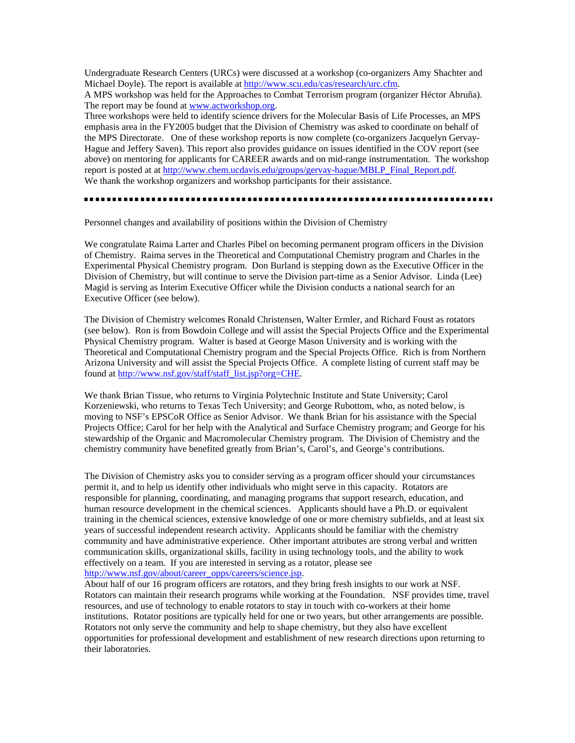Undergraduate Research Centers (URCs) were discussed at a workshop (co-organizers Amy Shachter and Michael Doyle). The report is available at http://www.scu.edu/cas/research/urc.cfm.

A MPS workshop was held for the Approaches to Combat Terrorism program (organizer Héctor Abruña). The report may be found at www.actworkshop.org.

Three workshops were held to identify science drivers for the Molecular Basis of Life Processes, an MPS emphasis area in the FY2005 budget that the Division of Chemistry was asked to coordinate on behalf of the MPS Directorate. One of these workshop reports is now complete (co-organizers Jacquelyn Gervay-Hague and Jeffery Saven). This report also provides guidance on issues identified in the COV report (see above) on mentoring for applicants for CAREER awards and on mid-range instrumentation. The workshop report is posted at at http://www.chem.ucdavis.edu/groups/gervay-hague/MBLP_Final_Report.pdf.

We thank the workshop organizers and workshop participants for their assistance.

---

Personnel changes and availability of positions within the Division of Chemistry

We congratulate Raima Larter and Charles Pibel on becoming permanent program officers in the Division of Chemistry. Raima serves in the Theoretical and Computational Chemistry program and Charles in the Experimental Physical Chemistry program. Don Burland is stepping down as the Executive Officer in the Division of Chemistry, but will continue to serve the Division part-time as a Senior Advisor. Linda (Lee) Magid is serving as Interim Executive Officer while the Division conducts a national search for an Executive Officer (see below).

The Division of Chemistry welcomes Ronald Christensen, Walter Ermler, and Richard Foust as rotators (see below). Ron is from Bowdoin College and will assist the Special Projects Office and the Experimental Physical Chemistry program. Walter is based at George Mason University and is working with the Theoretical and Computational Chemistry program and the Special Projects Office. Rich is from Northern Arizona University and will assist the Special Projects Office. A complete listing of current staff may be found at http://www.nsf.gov/staff/staff_list.jsp?org=CHE.

We thank Brian Tissue, who returns to Virginia Polytechnic Institute and State University; Carol Korzeniewski, who returns to Texas Tech University; and George Rubottom, who, as noted below, is moving to NSF's EPSCoR Office as Senior Advisor. We thank Brian for his assistance with the Special Projects Office; Carol for her help with the Analytical and Surface Chemistry program; and George for his stewardship of the Organic and Macromolecular Chemistry program. The Division of Chemistry and the chemistry community have benefited greatly from Brian's, Carol's, and George's contributions.

The Division of Chemistry asks you to consider serving as a program officer should your circumstances permit it, and to help us identify other individuals who might serve in this capacity. Rotators are responsible for planning, coordinating, and managing programs that support research, education, and human resource development in the chemical sciences. Applicants should have a Ph.D. or equivalent training in the chemical sciences, extensive knowledge of one or more chemistry subfields, and at least six years of successful independent research activity. Applicants should be familiar with the chemistry community and have administrative experience. Other important attributes are strong verbal and written communication skills, organizational skills, facility in using technology tools, and the ability to work effectively on a team. If you are interested in serving as a rotator, please see http://www.nsf.gov/about/career_opps/careers/science.jsp.

About half of our 16 program officers are rotators, and they bring fresh insights to our work at NSF. Rotators can maintain their research programs while working at the Foundation. NSF provides time, travel resources, and use of technology to enable rotators to stay in touch with co-workers at their home institutions. Rotator positions are typically held for one or two years, but other arrangements are possible. Rotators not only serve the community and help to shape chemistry, but they also have excellent opportunities for professional development and establishment of new research directions upon returning to their laboratories.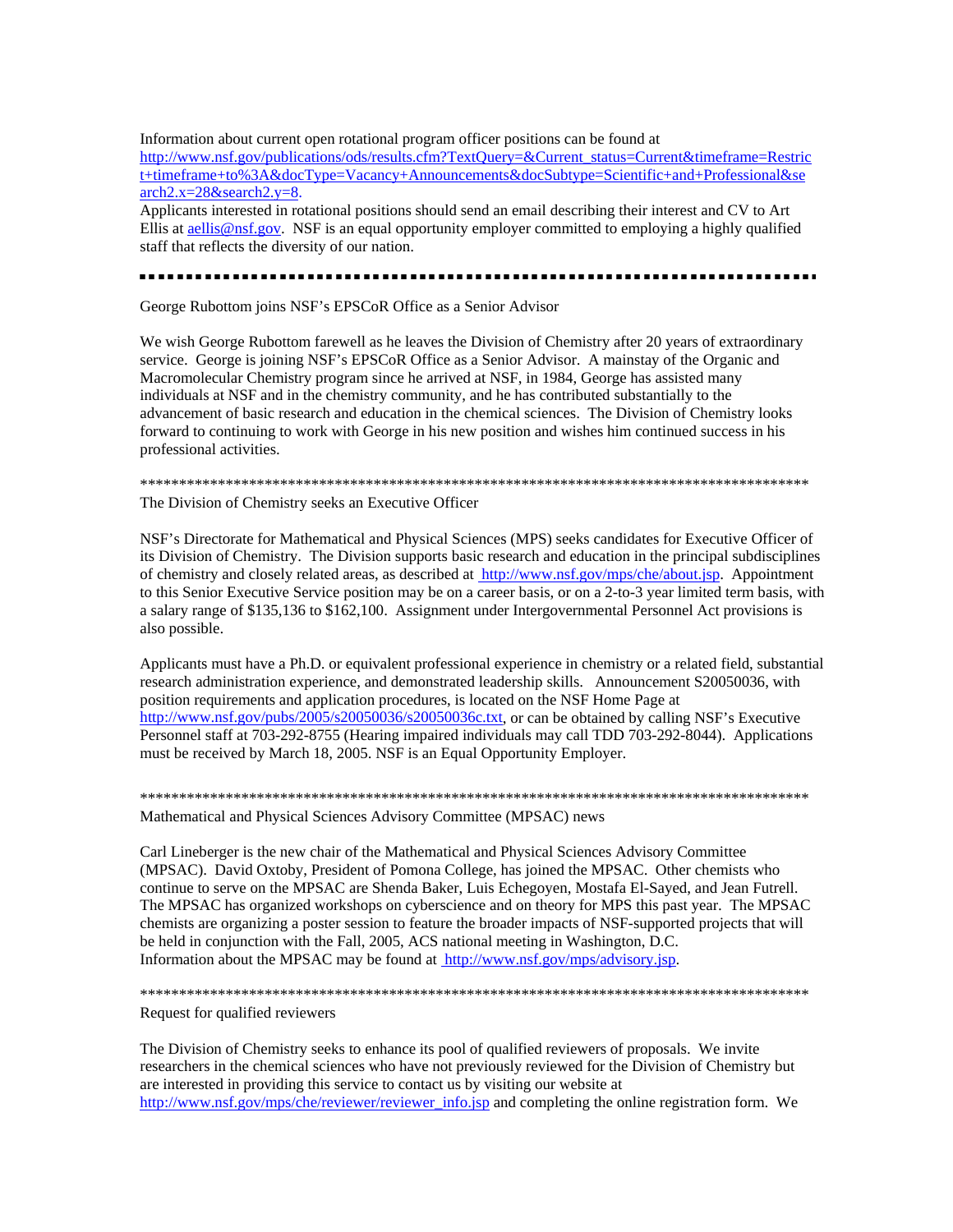Information about current open rotational program officer positions can be found at http://www.nsf.gov/publications/ods/results.cfm?TextQuery=&Current_status=Current&timeframe=Restrict+timeframe+to%3A&docType=Vacancy+Announcements&docSubtype=Scientific+and+Professional&search2.x=28&search2.y=8.
Applicants interested in rotational positions should send an email describing their interest and CV to Art Ellis at aellis@nsf.gov. NSF is an equal opportunity employer committed to employing a highly qualified staff that reflects the diversity of our nation.

---

George Rubottom joins NSF's EPSCoR Office as a Senior Advisor

We wish George Rubottom farewell as he leaves the Division of Chemistry after 20 years of extraordinary service. George is joining NSF's EPSCoR Office as a Senior Advisor. A mainstay of the Organic and Macromolecular Chemistry program since he arrived at NSF, in 1984, George has assisted many individuals at NSF and in the chemistry community, and he has contributed substantially to the advancement of basic research and education in the chemical sciences. The Division of Chemistry looks forward to continuing to work with George in his new position and wishes him continued success in his professional activities.

*****************************************************************************************

The Division of Chemistry seeks an Executive Officer

NSF's Directorate for Mathematical and Physical Sciences (MPS) seeks candidates for Executive Officer of its Division of Chemistry. The Division supports basic research and education in the principal subdisciplines of chemistry and closely related areas, as described at http://www.nsf.gov/mps/che/about.jsp. Appointment to this Senior Executive Service position may be on a career basis, or on a 2-to-3 year limited term basis, with a salary range of $135,136 to $162,100. Assignment under Intergovernmental Personnel Act provisions is also possible.

Applicants must have a Ph.D. or equivalent professional experience in chemistry or a related field, substantial research administration experience, and demonstrated leadership skills. Announcement S20050036, with position requirements and application procedures, is located on the NSF Home Page at http://www.nsf.gov/pubs/2005/s20050036/s20050036c.txt, or can be obtained by calling NSF's Executive Personnel staff at 703-292-8755 (Hearing impaired individuals may call TDD 703-292-8044). Applications must be received by March 18, 2005. NSF is an Equal Opportunity Employer.

*****************************************************************************************

Mathematical and Physical Sciences Advisory Committee (MPSAC) news

Carl Lineberger is the new chair of the Mathematical and Physical Sciences Advisory Committee (MPSAC). David Oxtoby, President of Pomona College, has joined the MPSAC. Other chemists who continue to serve on the MPSAC are Shenda Baker, Luis Echegoyen, Mostafa El-Sayed, and Jean Futrell. The MPSAC has organized workshops on cyberscience and on theory for MPS this past year. The MPSAC chemists are organizing a poster session to feature the broader impacts of NSF-supported projects that will be held in conjunction with the Fall, 2005, ACS national meeting in Washington, D.C.
Information about the MPSAC may be found at http://www.nsf.gov/mps/advisory.jsp.

*****************************************************************************************

Request for qualified reviewers

The Division of Chemistry seeks to enhance its pool of qualified reviewers of proposals. We invite researchers in the chemical sciences who have not previously reviewed for the Division of Chemistry but are interested in providing this service to contact us by visiting our website at http://www.nsf.gov/mps/che/reviewer/reviewer_info.jsp and completing the online registration form. We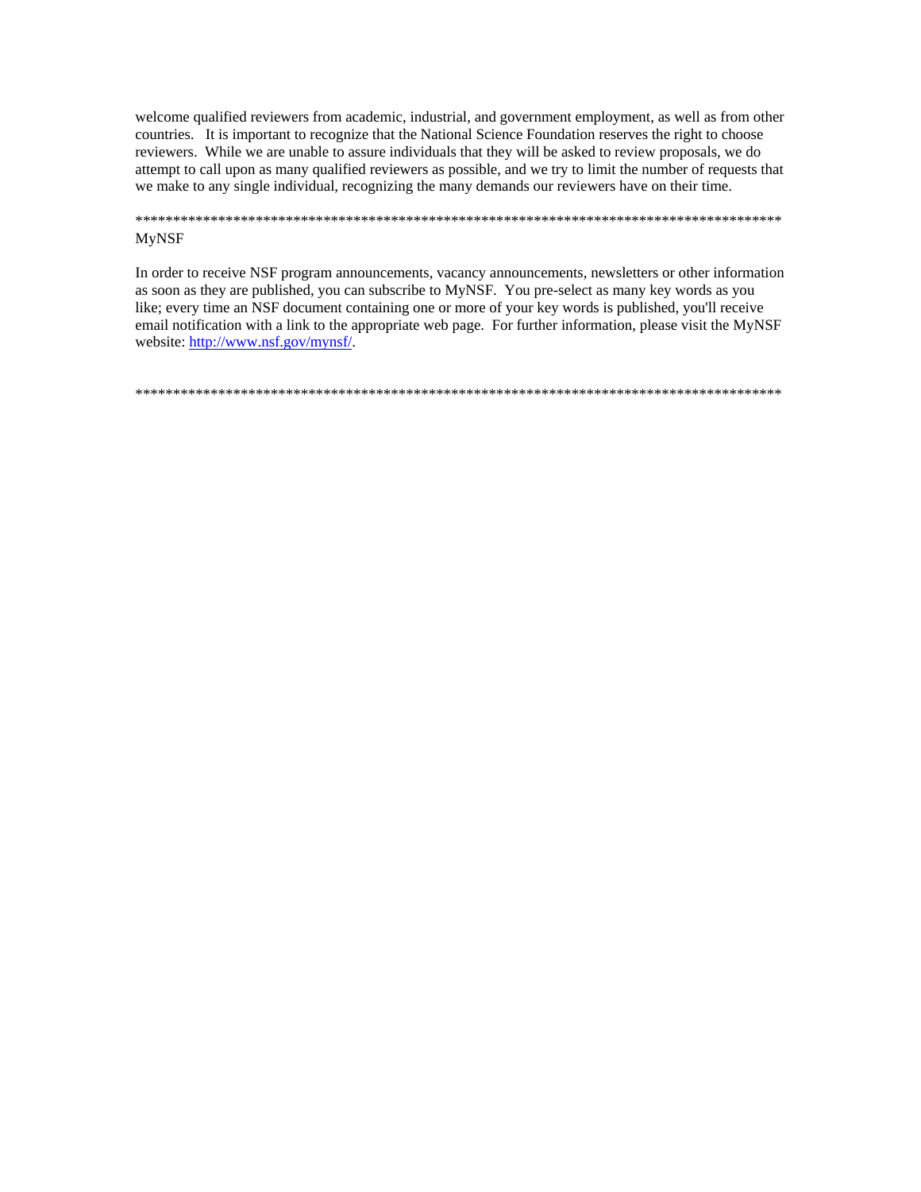welcome qualified reviewers from academic, industrial, and government employment, as well as from other countries. It is important to recognize that the National Science Foundation reserves the right to choose reviewers. While we are unable to assure individuals that they will be asked to review proposals, we do attempt to call upon as many qualified reviewers as possible, and we try to limit the number of requests that we make to any single individual, recognizing the many demands our reviewers have on their time.

**************************************************************************************

MyNSF

In order to receive NSF program announcements, vacancy announcements, newsletters or other information as soon as they are published, you can subscribe to MyNSF. You pre-select as many key words as you like; every time an NSF document containing one or more of your key words is published, you'll receive email notification with a link to the appropriate web page. For further information, please visit the MyNSF website: http://www.nsf.gov/mynsf/.

**************************************************************************************